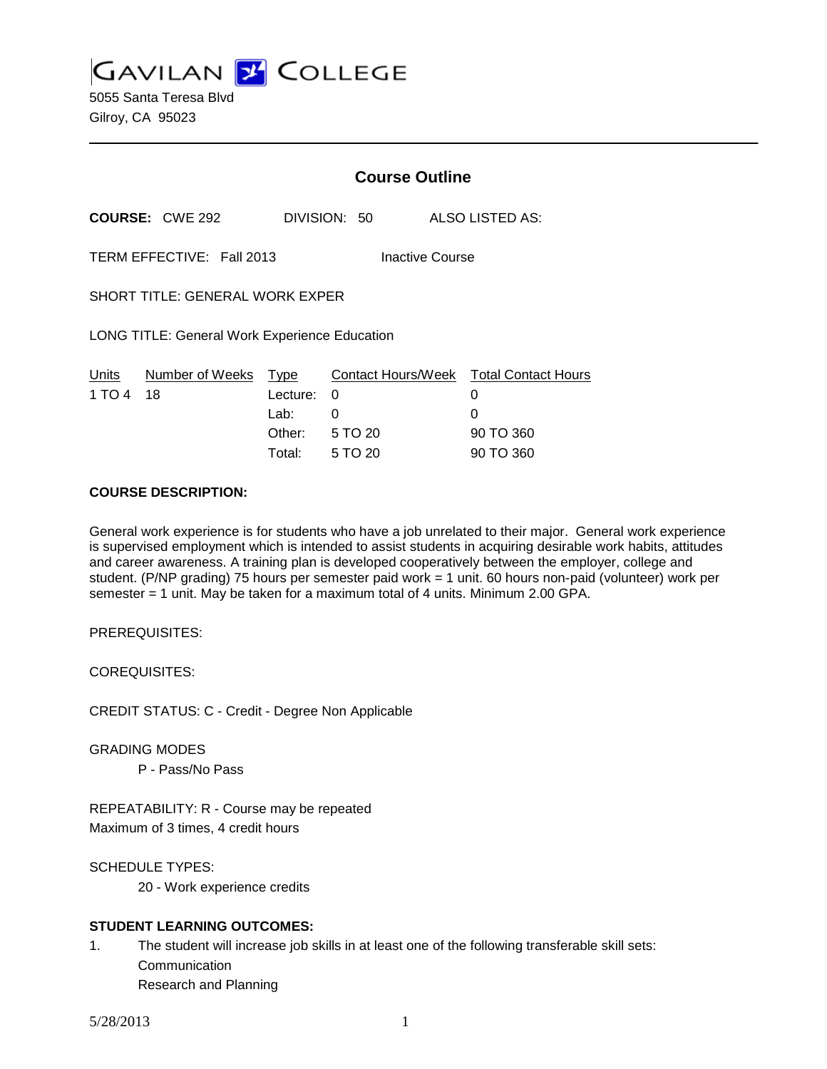GAVILAN COLLEGE

5055 Santa Teresa Blvd
Gilroy, CA 95023

## Course Outline

**COURSE:** CWE 292 DIVISION: 50 ALSO LISTED AS:

TERM EFFECTIVE: Fall 2013 Inactive Course

SHORT TITLE: GENERAL WORK EXPER

LONG TITLE: General Work Experience Education

| Units | Number of Weeks | Type | Contact Hours/Week | Total Contact Hours |
|---|---|---|---|---|
| 1 TO 4 | 18 | Lecture: | 0 | 0 |
| | | Lab: | 0 | 0 |
| | | Other: | 5 TO 20 | 90 TO 360 |
| | | Total: | 5 TO 20 | 90 TO 360 |

**COURSE DESCRIPTION:**

General work experience is for students who have a job unrelated to their major. General work experience is supervised employment which is intended to assist students in acquiring desirable work habits, attitudes and career awareness. A training plan is developed cooperatively between the employer, college and student. (P/NP grading) 75 hours per semester paid work = 1 unit. 60 hours non-paid (volunteer) work per semester = 1 unit. May be taken for a maximum total of 4 units. Minimum 2.00 GPA.

PREREQUISITES:

COREQUISITES:

CREDIT STATUS: C - Credit - Degree Non Applicable

GRADING MODES

P - Pass/No Pass

REPEATABILITY: R - Course may be repeated
Maximum of 3 times, 4 credit hours

SCHEDULE TYPES:

20 - Work experience credits

**STUDENT LEARNING OUTCOMES:**

1. The student will increase job skills in at least one of the following transferable skill sets:
   Communication
   Research and Planning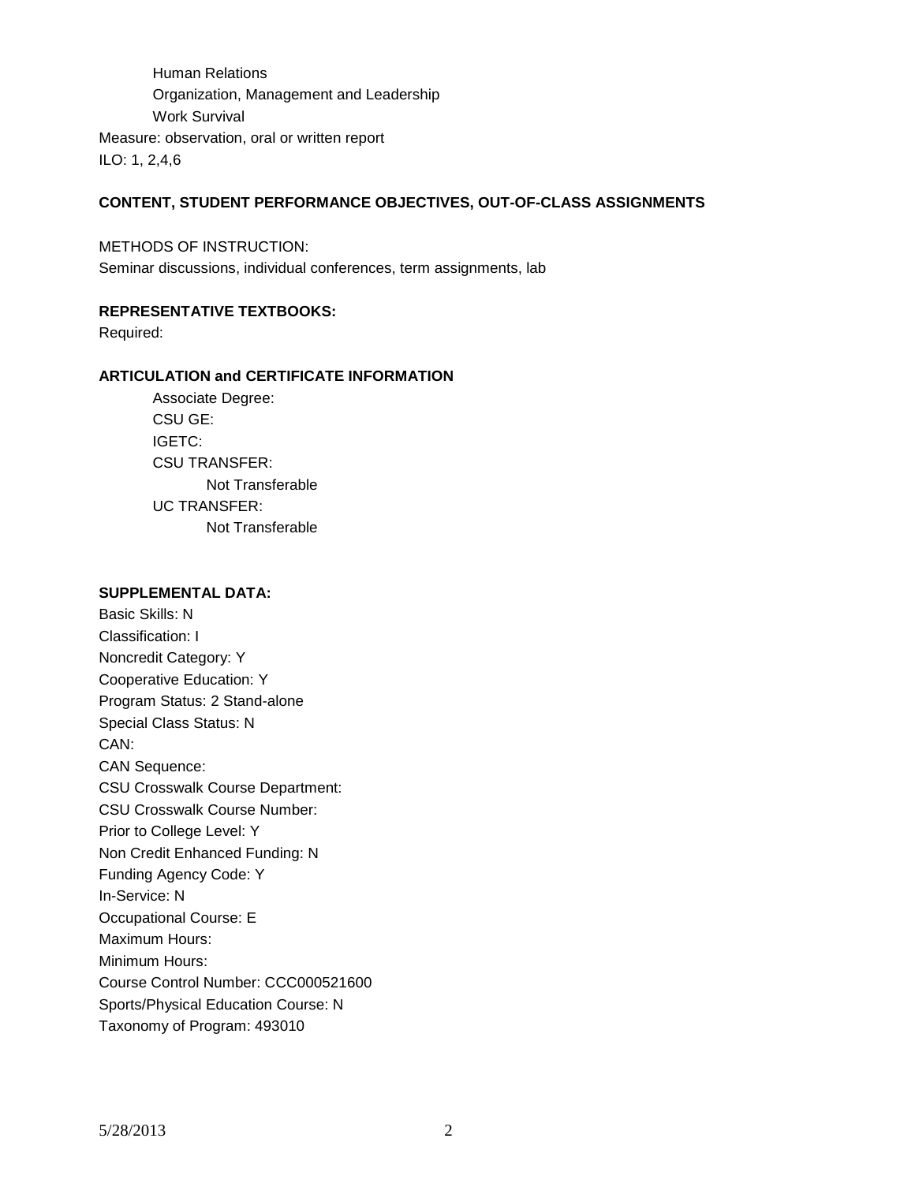Human Relations
Organization, Management and Leadership
Work Survival

Measure: observation, oral or written report
ILO: 1, 2,4,6

**CONTENT, STUDENT PERFORMANCE OBJECTIVES, OUT-OF-CLASS ASSIGNMENTS**

METHODS OF INSTRUCTION:
Seminar discussions, individual conferences, term assignments, lab

**REPRESENTATIVE TEXTBOOKS:**
Required:

**ARTICULATION and CERTIFICATE INFORMATION**

Associate Degree:
CSU GE:
IGETC:
CSU TRANSFER:
Not Transferable
UC TRANSFER:
Not Transferable

**SUPPLEMENTAL DATA:**
Basic Skills: N
Classification: I
Noncredit Category: Y
Cooperative Education: Y
Program Status: 2 Stand-alone
Special Class Status: N
CAN:
CAN Sequence:
CSU Crosswalk Course Department:
CSU Crosswalk Course Number:
Prior to College Level: Y
Non Credit Enhanced Funding: N
Funding Agency Code: Y
In-Service: N
Occupational Course: E
Maximum Hours:
Minimum Hours:
Course Control Number: CCC000521600
Sports/Physical Education Course: N
Taxonomy of Program: 493010

5/28/2013